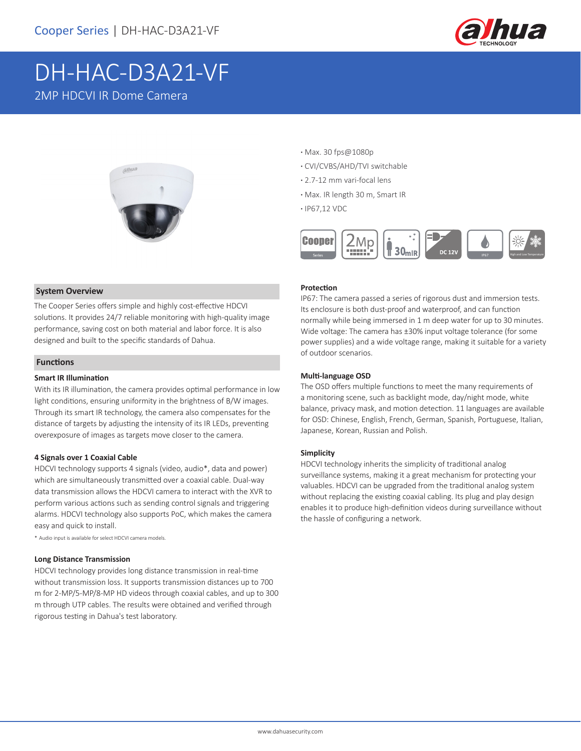Cooper Series | DH-HAC-D3A21-VF

# DH-HAC-D3A21-VF

2MP HDCVI IR Dome Camera

- Max. 30 fps@1080p
- CVI/CVBS/AHD/TVI switchable
- 2.7-12 mm vari-focal lens
- Max. IR length 30 m, Smart IR
- IP67,12 VDC

## System Overview

The Cooper Series offers simple and highly cost-effective HDCVI solutions. It provides 24/7 reliable monitoring with high-quality image performance, saving cost on both material and labor force. It is also designed and built to the specific standards of Dahua.

## Functions

### Smart IR Illumination

With its IR illumination, the camera provides optimal performance in low light conditions, ensuring uniformity in the brightness of B/W images. Through its smart IR technology, the camera also compensates for the distance of targets by adjusting the intensity of its IR LEDs, preventing overexposure of images as targets move closer to the camera.

### 4 Signals over 1 Coaxial Cable

HDCVI technology supports 4 signals (video, audio*, data and power) which are simultaneously transmitted over a coaxial cable. Dual-way data transmission allows the HDCVI camera to interact with the XVR to perform various actions such as sending control signals and triggering alarms. HDCVI technology also supports PoC, which makes the camera easy and quick to install.

* Audio input is available for select HDCVI camera models.

### Long Distance Transmission

HDCVI technology provides long distance transmission in real-time without transmission loss. It supports transmission distances up to 700 m for 2-MP/5-MP/8-MP HD videos through coaxial cables, and up to 300 m through UTP cables. The results were obtained and verified through rigorous testing in Dahua's test laboratory.

### Protection

IP67: The camera passed a series of rigorous dust and immersion tests. Its enclosure is both dust-proof and waterproof, and can function normally while being immersed in 1 m deep water for up to 30 minutes.
Wide voltage: The camera has ±30% input voltage tolerance (for some power supplies) and a wide voltage range, making it suitable for a variety of outdoor scenarios.

### Multi-language OSD

The OSD offers multiple functions to meet the many requirements of a monitoring scene, such as backlight mode, day/night mode, white balance, privacy mask, and motion detection. 11 languages are available for OSD: Chinese, English, French, German, Spanish, Portuguese, Italian, Japanese, Korean, Russian and Polish.

### Simplicity

HDCVI technology inherits the simplicity of traditional analog surveillance systems, making it a great mechanism for protecting your valuables. HDCVI can be upgraded from the traditional analog system without replacing the existing coaxial cabling. Its plug and play design enables it to produce high-definition videos during surveillance without the hassle of configuring a network.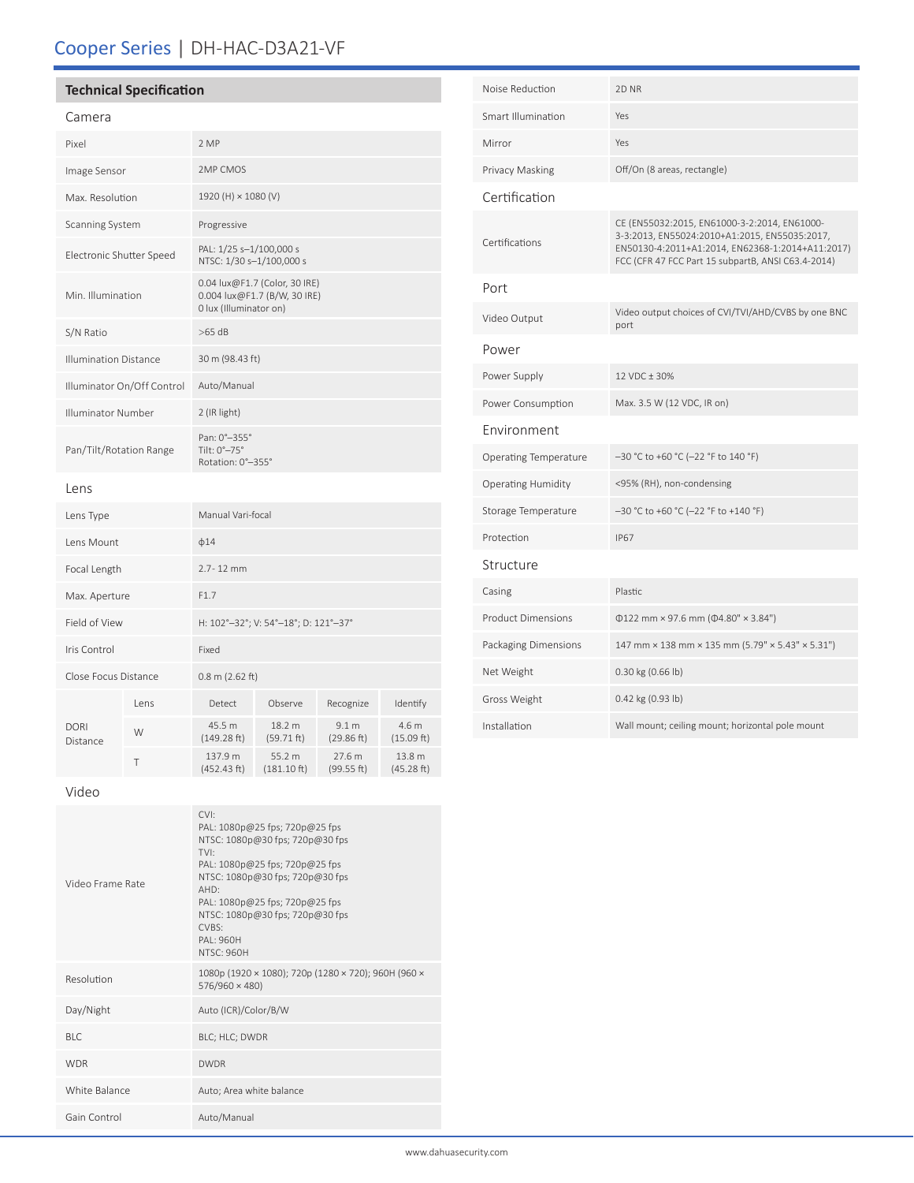# Cooper Series | DH-HAC-D3A21-VF

## Technical Specification

### Camera

| | |
|---|---|
| Pixel | 2 MP |
| Image Sensor | 2MP CMOS |
| Max. Resolution | 1920 (H) × 1080 (V) |
| Scanning System | Progressive |
| Electronic Shutter Speed | PAL: 1/25 s–1/100,000 s<br>NTSC: 1/30 s–1/100,000 s |
| Min. Illumination | 0.04 lux@F1.7 (Color, 30 IRE)<br>0.004 lux@F1.7 (B/W, 30 IRE)<br>0 lux (Illuminator on) |
| S/N Ratio | >65 dB |
| Illumination Distance | 30 m (98.43 ft) |
| Illuminator On/Off Control | Auto/Manual |
| Illuminator Number | 2 (IR light) |
| Pan/Tilt/Rotation Range | Pan: 0°–355°<br>Tilt: 0°–75°<br>Rotation: 0°–355° |

### Lens

| | |
|---|---|
| Lens Type | Manual Vari-focal |
| Lens Mount | ϕ14 |
| Focal Length | 2.7- 12 mm |
| Max. Aperture | F1.7 |
| Field of View | H: 102°–32°; V: 54°–18°; D: 121°–37° |
| Iris Control | Fixed |
| Close Focus Distance | 0.8 m (2.62 ft) |

| DORI Distance | Lens | Detect | Observe | Recognize | Identify |
|---|---|---|---|---|---|
| | W | 45.5 m (149.28 ft) | 18.2 m (59.71 ft) | 9.1 m (29.86 ft) | 4.6 m (15.09 ft) |
| | T | 137.9 m (452.43 ft) | 55.2 m (181.10 ft) | 27.6 m (99.55 ft) | 13.8 m (45.28 ft) |

### Video

| | |
|---|---|
| Video Frame Rate | CVI:<br>PAL: 1080p@25 fps; 720p@25 fps<br>NTSC: 1080p@30 fps; 720p@30 fps<br>TVI:<br>PAL: 1080p@25 fps; 720p@25 fps<br>NTSC: 1080p@30 fps; 720p@30 fps<br>AHD:<br>PAL: 1080p@25 fps; 720p@25 fps<br>NTSC: 1080p@30 fps; 720p@30 fps<br>CVBS:<br>PAL: 960H<br>NTSC: 960H |
| Resolution | 1080p (1920 × 1080); 720p (1280 × 720); 960H (960 × 576/960 × 480) |
| Day/Night | Auto (ICR)/Color/B/W |
| BLC | BLC; HLC; DWDR |
| WDR | DWDR |
| White Balance | Auto; Area white balance |
| Gain Control | Auto/Manual |
| Noise Reduction | 2D NR |
| Smart Illumination | Yes |
| Mirror | Yes |
| Privacy Masking | Off/On (8 areas, rectangle) |

### Certification

| | |
|---|---|
| Certifications | CE (EN55032:2015, EN61000-3-2:2014, EN61000-3-3:2013, EN55024:2010+A1:2015, EN55035:2017, EN50130-4:2011+A1:2014, EN62368-1:2014+A11:2017)<br>FCC (CFR 47 FCC Part 15 subpartB, ANSI C63.4-2014) |

### Port

| | |
|---|---|
| Video Output | Video output choices of CVI/TVI/AHD/CVBS by one BNC port |

### Power

| | |
|---|---|
| Power Supply | 12 VDC ± 30% |
| Power Consumption | Max. 3.5 W (12 VDC, IR on) |

### Environment

| | |
|---|---|
| Operating Temperature | –30 °C to +60 °C (–22 °F to 140 °F) |
| Operating Humidity | <95% (RH), non-condensing |
| Storage Temperature | –30 °C to +60 °C (–22 °F to +140 °F) |
| Protection | IP67 |

### Structure

| | |
|---|---|
| Casing | Plastic |
| Product Dimensions | Φ122 mm × 97.6 mm (Φ4.80" × 3.84") |
| Packaging Dimensions | 147 mm × 138 mm × 135 mm (5.79" × 5.43" × 5.31") |
| Net Weight | 0.30 kg (0.66 lb) |
| Gross Weight | 0.42 kg (0.93 lb) |
| Installation | Wall mount; ceiling mount; horizontal pole mount |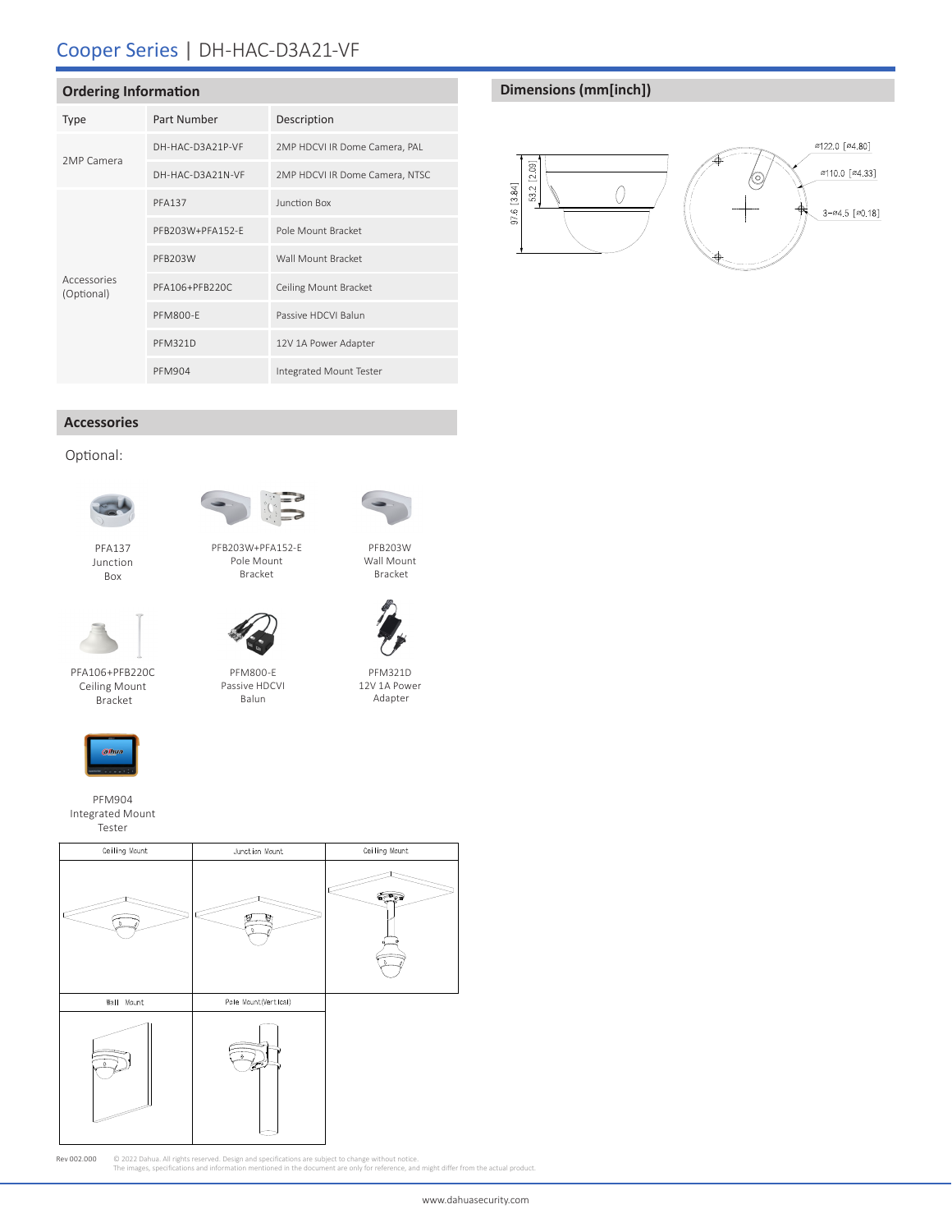## Ordering Information

| Type | Part Number | Description |
|---|---|---|
| 2MP Camera | DH-HAC-D3A21P-VF | 2MP HDCVI IR Dome Camera, PAL |
| | DH-HAC-D3A21N-VF | 2MP HDCVI IR Dome Camera, NTSC |
| Accessories (Optional) | PFA137 | Junction Box |
| | PFB203W+PFA152-E | Pole Mount Bracket |
| | PFB203W | Wall Mount Bracket |
| | PFA106+PFB220C | Ceiling Mount Bracket |
| | PFM800-E | Passive HDCVI Balun |
| | PFM321D | 12V 1A Power Adapter |
| | PFM904 | Integrated Mount Tester |

## Dimensions (mm[inch])

97.6 [3.84]
53.2 [2.09]
⌀122.0 [⌀4.80]
⌀110.0 [⌀4.33]
3-⌀4.5 [⌀0.18]

## Accessories

Optional:

PFA137
Junction Box

PFB203W+PFA152-E
Pole Mount Bracket

PFB203W
Wall Mount Bracket

PFA106+PFB220C
Ceiling Mount Bracket

PFM800-E
Passive HDCVI Balun

PFM321D
12V 1A Power Adapter

PFM904
Integrated Mount Tester

Ceiling Mount

Junction Mount

Ceiling Mount

Wall Mount

Pole Mount(Vertical)

Rev 002.000

© 2022 Dahua. All rights reserved. Design and specifications are subject to change without notice.
The images, specifications and information mentioned in the document are only for reference, and might differ from the actual product.

www.dahuasecurity.com